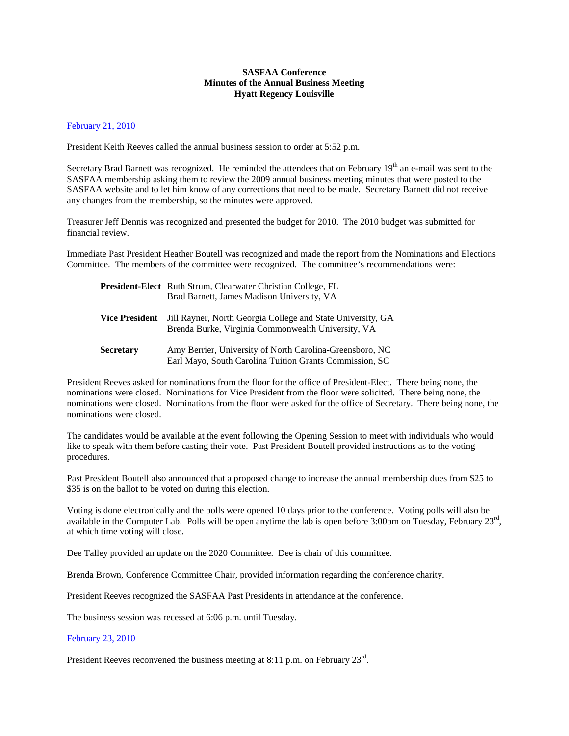**SASFAA Conference**
**Minutes of the Annual Business Meeting**
**Hyatt Regency Louisville**

February 21, 2010

President Keith Reeves called the annual business session to order at 5:52 p.m.

Secretary Brad Barnett was recognized. He reminded the attendees that on February 19th an e-mail was sent to the SASFAA membership asking them to review the 2009 annual business meeting minutes that were posted to the SASFAA website and to let him know of any corrections that need to be made. Secretary Barnett did not receive any changes from the membership, so the minutes were approved.

Treasurer Jeff Dennis was recognized and presented the budget for 2010. The 2010 budget was submitted for financial review.

Immediate Past President Heather Boutell was recognized and made the report from the Nominations and Elections Committee. The members of the committee were recognized. The committee's recommendations were:

| | |
|---|---|
| **President-Elect** | Ruth Strum, Clearwater Christian College, FL<br>Brad Barnett, James Madison University, VA |
| **Vice President** | Jill Rayner, North Georgia College and State University, GA<br>Brenda Burke, Virginia Commonwealth University, VA |
| **Secretary** | Amy Berrier, University of North Carolina-Greensboro, NC<br>Earl Mayo, South Carolina Tuition Grants Commission, SC |

President Reeves asked for nominations from the floor for the office of President-Elect. There being none, the nominations were closed. Nominations for Vice President from the floor were solicited. There being none, the nominations were closed. Nominations from the floor were asked for the office of Secretary. There being none, the nominations were closed.

The candidates would be available at the event following the Opening Session to meet with individuals who would like to speak with them before casting their vote. Past President Boutell provided instructions as to the voting procedures.

Past President Boutell also announced that a proposed change to increase the annual membership dues from $25 to $35 is on the ballot to be voted on during this election.

Voting is done electronically and the polls were opened 10 days prior to the conference. Voting polls will also be available in the Computer Lab. Polls will be open anytime the lab is open before 3:00pm on Tuesday, February 23rd, at which time voting will close.

Dee Talley provided an update on the 2020 Committee. Dee is chair of this committee.

Brenda Brown, Conference Committee Chair, provided information regarding the conference charity.

President Reeves recognized the SASFAA Past Presidents in attendance at the conference.

The business session was recessed at 6:06 p.m. until Tuesday.

February 23, 2010

President Reeves reconvened the business meeting at 8:11 p.m. on February 23rd.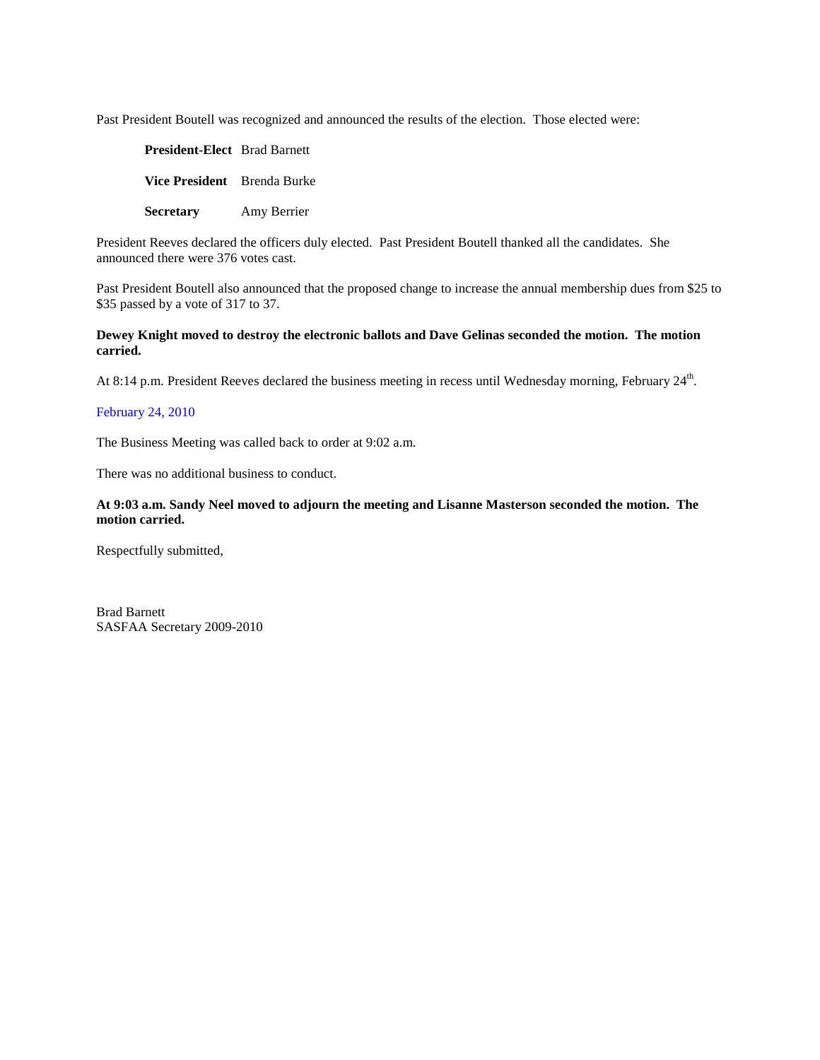Past President Boutell was recognized and announced the results of the election. Those elected were:

**President-Elect** Brad Barnett

**Vice President** Brenda Burke

**Secretary** Amy Berrier

President Reeves declared the officers duly elected. Past President Boutell thanked all the candidates. She announced there were 376 votes cast.

Past President Boutell also announced that the proposed change to increase the annual membership dues from $25 to $35 passed by a vote of 317 to 37.

**Dewey Knight moved to destroy the electronic ballots and Dave Gelinas seconded the motion. The motion carried.**

At 8:14 p.m. President Reeves declared the business meeting in recess until Wednesday morning, February 24th.

February 24, 2010

The Business Meeting was called back to order at 9:02 a.m.

There was no additional business to conduct.

**At 9:03 a.m. Sandy Neel moved to adjourn the meeting and Lisanne Masterson seconded the motion. The motion carried.**

Respectfully submitted,

Brad Barnett
SASFAA Secretary 2009-2010